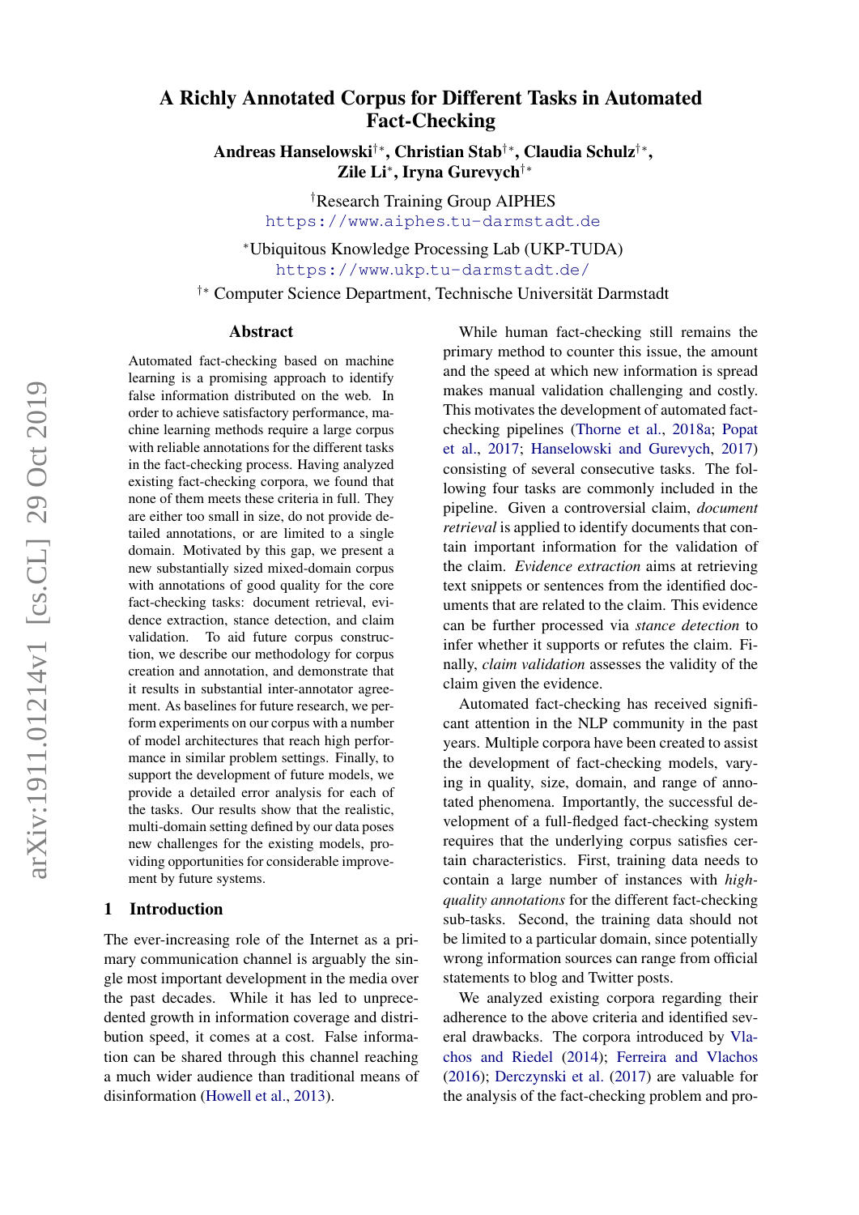# A Richly Annotated Corpus for Different Tasks in Automated Fact-Checking

**Andreas Hanselowski[†*], Christian Stab[†*], Claudia Schulz[†*], Zile Li[*], Iryna Gurevych[†*]**

[†]Research Training Group AIPHES
https://www.aiphes.tu-darmstadt.de

[*]Ubiquitous Knowledge Processing Lab (UKP-TUDA)
https://www.ukp.tu-darmstadt.de/

[†*] Computer Science Department, Technische Universität Darmstadt

## Abstract

Automated fact-checking based on machine learning is a promising approach to identify false information distributed on the web. In order to achieve satisfactory performance, machine learning methods require a large corpus with reliable annotations for the different tasks in the fact-checking process. Having analyzed existing fact-checking corpora, we found that none of them meets these criteria in full. They are either too small in size, do not provide detailed annotations, or are limited to a single domain. Motivated by this gap, we present a new substantially sized mixed-domain corpus with annotations of good quality for the core fact-checking tasks: document retrieval, evidence extraction, stance detection, and claim validation. To aid future corpus construction, we describe our methodology for corpus creation and annotation, and demonstrate that it results in substantial inter-annotator agreement. As baselines for future research, we perform experiments on our corpus with a number of model architectures that reach high performance in similar problem settings. Finally, to support the development of future models, we provide a detailed error analysis for each of the tasks. Our results show that the realistic, multi-domain setting defined by our data poses new challenges for the existing models, providing opportunities for considerable improvement by future systems.

## 1 Introduction

The ever-increasing role of the Internet as a primary communication channel is arguably the single most important development in the media over the past decades. While it has led to unprecedented growth in information coverage and distribution speed, it comes at a cost. False information can be shared through this channel reaching a much wider audience than traditional means of disinformation (Howell et al., 2013).

While human fact-checking still remains the primary method to counter this issue, the amount and the speed at which new information is spread makes manual validation challenging and costly. This motivates the development of automated fact-checking pipelines (Thorne et al., 2018a; Popat et al., 2017; Hanselowski and Gurevych, 2017) consisting of several consecutive tasks. The following four tasks are commonly included in the pipeline. Given a controversial claim, *document retrieval* is applied to identify documents that contain important information for the validation of the claim. *Evidence extraction* aims at retrieving text snippets or sentences from the identified documents that are related to the claim. This evidence can be further processed via *stance detection* to infer whether it supports or refutes the claim. Finally, *claim validation* assesses the validity of the claim given the evidence.

Automated fact-checking has received significant attention in the NLP community in the past years. Multiple corpora have been created to assist the development of fact-checking models, varying in quality, size, domain, and range of annotated phenomena. Importantly, the successful development of a full-fledged fact-checking system requires that the underlying corpus satisfies certain characteristics. First, training data needs to contain a large number of instances with *high-quality annotations* for the different fact-checking sub-tasks. Second, the training data should not be limited to a particular domain, since potentially wrong information sources can range from official statements to blog and Twitter posts.

We analyzed existing corpora regarding their adherence to the above criteria and identified several drawbacks. The corpora introduced by Vlachos and Riedel (2014); Ferreira and Vlachos (2016); Derczynski et al. (2017) are valuable for the analysis of the fact-checking problem and pro-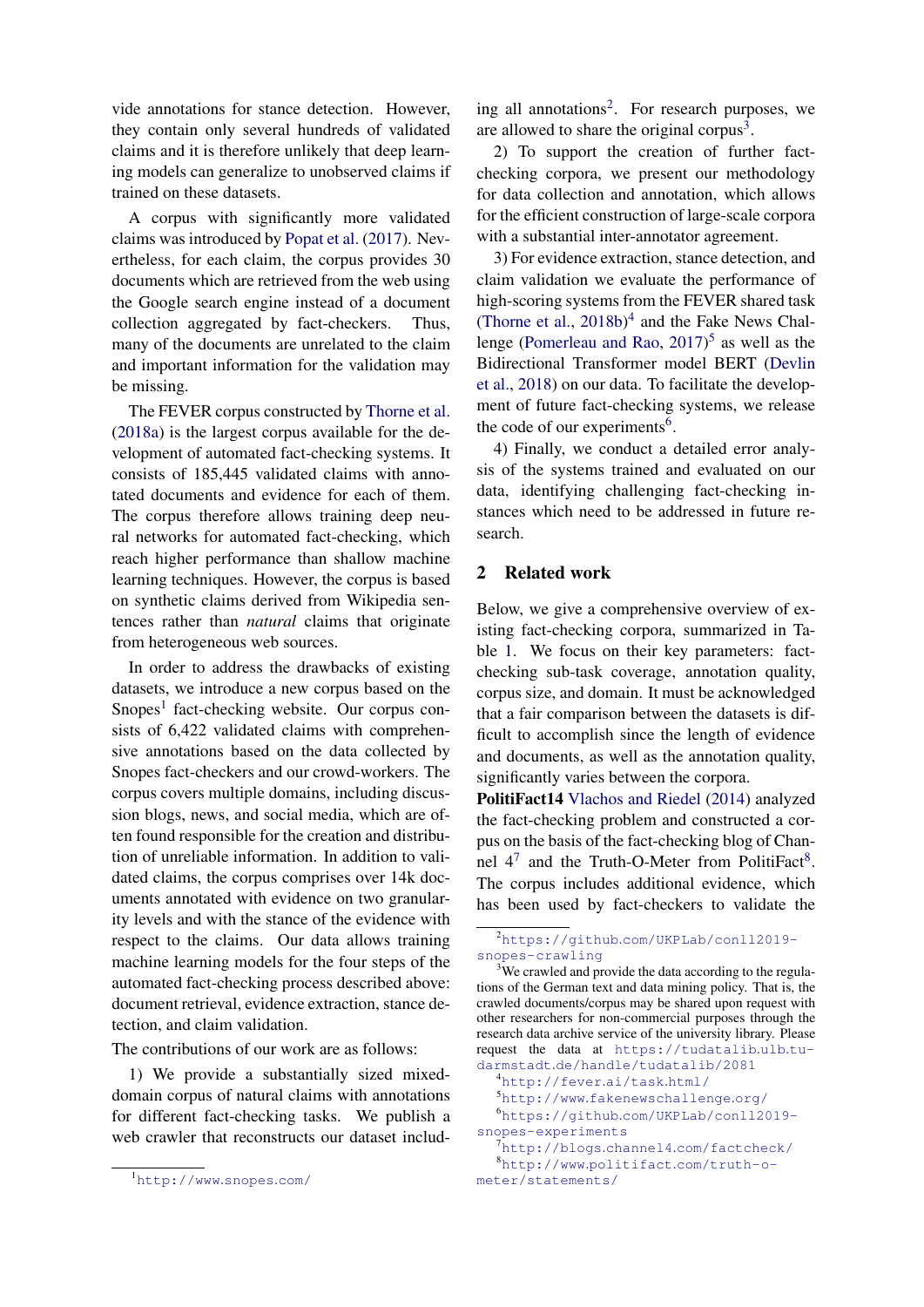vide annotations for stance detection. However, they contain only several hundreds of validated claims and it is therefore unlikely that deep learning models can generalize to unobserved claims if trained on these datasets.

A corpus with significantly more validated claims was introduced by Popat et al. (2017). Nevertheless, for each claim, the corpus provides 30 documents which are retrieved from the web using the Google search engine instead of a document collection aggregated by fact-checkers. Thus, many of the documents are unrelated to the claim and important information for the validation may be missing.

The FEVER corpus constructed by Thorne et al. (2018a) is the largest corpus available for the development of automated fact-checking systems. It consists of 185,445 validated claims with annotated documents and evidence for each of them. The corpus therefore allows training deep neural networks for automated fact-checking, which reach higher performance than shallow machine learning techniques. However, the corpus is based on synthetic claims derived from Wikipedia sentences rather than *natural* claims that originate from heterogeneous web sources.

In order to address the drawbacks of existing datasets, we introduce a new corpus based on the Snopes[1] fact-checking website. Our corpus consists of 6,422 validated claims with comprehensive annotations based on the data collected by Snopes fact-checkers and our crowd-workers. The corpus covers multiple domains, including discussion blogs, news, and social media, which are often found responsible for the creation and distribution of unreliable information. In addition to validated claims, the corpus comprises over 14k documents annotated with evidence on two granularity levels and with the stance of the evidence with respect to the claims. Our data allows training machine learning models for the four steps of the automated fact-checking process described above: document retrieval, evidence extraction, stance detection, and claim validation.

The contributions of our work are as follows:

1) We provide a substantially sized mixed-domain corpus of natural claims with annotations for different fact-checking tasks. We publish a web crawler that reconstructs our dataset including all annotations[2]. For research purposes, we are allowed to share the original corpus[3].

2) To support the creation of further fact-checking corpora, we present our methodology for data collection and annotation, which allows for the efficient construction of large-scale corpora with a substantial inter-annotator agreement.

3) For evidence extraction, stance detection, and claim validation we evaluate the performance of high-scoring systems from the FEVER shared task (Thorne et al., 2018b)[4] and the Fake News Challenge (Pomerleau and Rao, 2017)[5] as well as the Bidirectional Transformer model BERT (Devlin et al., 2018) on our data. To facilitate the development of future fact-checking systems, we release the code of our experiments[6].

4) Finally, we conduct a detailed error analysis of the systems trained and evaluated on our data, identifying challenging fact-checking instances which need to be addressed in future research.

## 2 Related work

Below, we give a comprehensive overview of existing fact-checking corpora, summarized in Table 1. We focus on their key parameters: fact-checking sub-task coverage, annotation quality, corpus size, and domain. It must be acknowledged that a fair comparison between the datasets is difficult to accomplish since the length of evidence and documents, as well as the annotation quality, significantly varies between the corpora.

**PolitiFact14** Vlachos and Riedel (2014) analyzed the fact-checking problem and constructed a corpus on the basis of the fact-checking blog of Channel 4[7] and the Truth-O-Meter from PolitiFact[8]. The corpus includes additional evidence, which has been used by fact-checkers to validate the

---

[1] http://www.snopes.com/

[2] https://github.com/UKPLab/conll2019-snopes-crawling

[3] We crawled and provide the data according to the regulations of the German text and data mining policy. That is, the crawled documents/corpus may be shared upon request with other researchers for non-commercial purposes through the research data archive service of the university library. Please request the data at https://tudatalib.ulb.tu-darmstadt.de/handle/tudatalib/2081

[4] http://fever.ai/task.html/

[5] http://www.fakenewschallenge.org/

[6] https://github.com/UKPLab/conll2019-snopes-experiments

[7] http://blogs.channel4.com/factcheck/

[8] http://www.politifact.com/truth-o-meter/statements/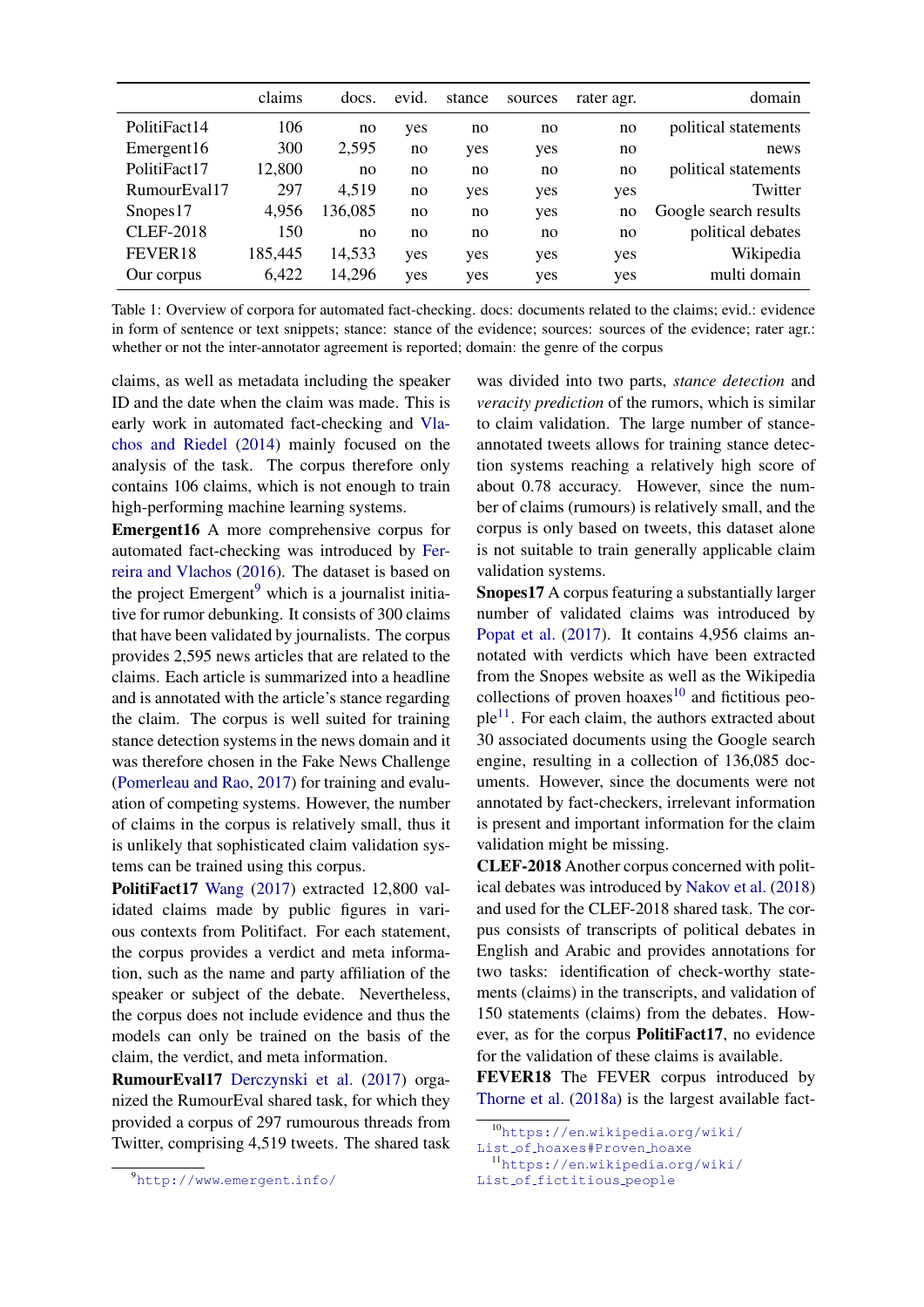|  | claims | docs. | evid. | stance | sources | rater agr. | domain |
|---|---|---|---|---|---|---|---|
| PolitiFact14 | 106 | no | yes | no | no | no | political statements |
| Emergent16 | 300 | 2,595 | no | yes | yes | no | news |
| PolitiFact17 | 12,800 | no | no | no | no | no | political statements |
| RumourEval17 | 297 | 4,519 | no | yes | yes | yes | Twitter |
| Snopes17 | 4,956 | 136,085 | no | no | yes | no | Google search results |
| CLEF-2018 | 150 | no | no | no | no | no | political debates |
| FEVER18 | 185,445 | 14,533 | yes | yes | yes | yes | Wikipedia |
| Our corpus | 6,422 | 14,296 | yes | yes | yes | yes | multi domain |

Table 1: Overview of corpora for automated fact-checking. docs: documents related to the claims; evid.: evidence in form of sentence or text snippets; stance: stance of the evidence; sources: sources of the evidence; rater agr.: whether or not the inter-annotator agreement is reported; domain: the genre of the corpus

claims, as well as metadata including the speaker ID and the date when the claim was made. This is early work in automated fact-checking and Vlachos and Riedel (2014) mainly focused on the analysis of the task. The corpus therefore only contains 106 claims, which is not enough to train high-performing machine learning systems.

**Emergent16** A more comprehensive corpus for automated fact-checking was introduced by Ferreira and Vlachos (2016). The dataset is based on the project Emergent[9] which is a journalist initiative for rumor debunking. It consists of 300 claims that have been validated by journalists. The corpus provides 2,595 news articles that are related to the claims. Each article is summarized into a headline and is annotated with the article's stance regarding the claim. The corpus is well suited for training stance detection systems in the news domain and it was therefore chosen in the Fake News Challenge (Pomerleau and Rao, 2017) for training and evaluation of competing systems. However, the number of claims in the corpus is relatively small, thus it is unlikely that sophisticated claim validation systems can be trained using this corpus.

**PolitiFact17** Wang (2017) extracted 12,800 validated claims made by public figures in various contexts from Politifact. For each statement, the corpus provides a verdict and meta information, such as the name and party affiliation of the speaker or subject of the debate. Nevertheless, the corpus does not include evidence and thus the models can only be trained on the basis of the claim, the verdict, and meta information.

**RumourEval17** Derczynski et al. (2017) organized the RumourEval shared task, for which they provided a corpus of 297 rumourous threads from Twitter, comprising 4,519 tweets. The shared task was divided into two parts, *stance detection* and *veracity prediction* of the rumors, which is similar to claim validation. The large number of stance-annotated tweets allows for training stance detection systems reaching a relatively high score of about 0.78 accuracy. However, since the number of claims (rumours) is relatively small, and the corpus is only based on tweets, this dataset alone is not suitable to train generally applicable claim validation systems.

**Snopes17** A corpus featuring a substantially larger number of validated claims was introduced by Popat et al. (2017). It contains 4,956 claims annotated with verdicts which have been extracted from the Snopes website as well as the Wikipedia collections of proven hoaxes[10] and fictitious people[11]. For each claim, the authors extracted about 30 associated documents using the Google search engine, resulting in a collection of 136,085 documents. However, since the documents were not annotated by fact-checkers, irrelevant information is present and important information for the claim validation might be missing.

**CLEF-2018** Another corpus concerned with political debates was introduced by Nakov et al. (2018) and used for the CLEF-2018 shared task. The corpus consists of transcripts of political debates in English and Arabic and provides annotations for two tasks: identification of check-worthy statements (claims) in the transcripts, and validation of 150 statements (claims) from the debates. However, as for the corpus **PolitiFact17**, no evidence for the validation of these claims is available.

**FEVER18** The FEVER corpus introduced by Thorne et al. (2018a) is the largest available fact-

[9] http://www.emergent.info/

[10] https://en.wikipedia.org/wiki/List_of_hoaxes#Proven_hoaxe

[11] https://en.wikipedia.org/wiki/List_of_fictitious_people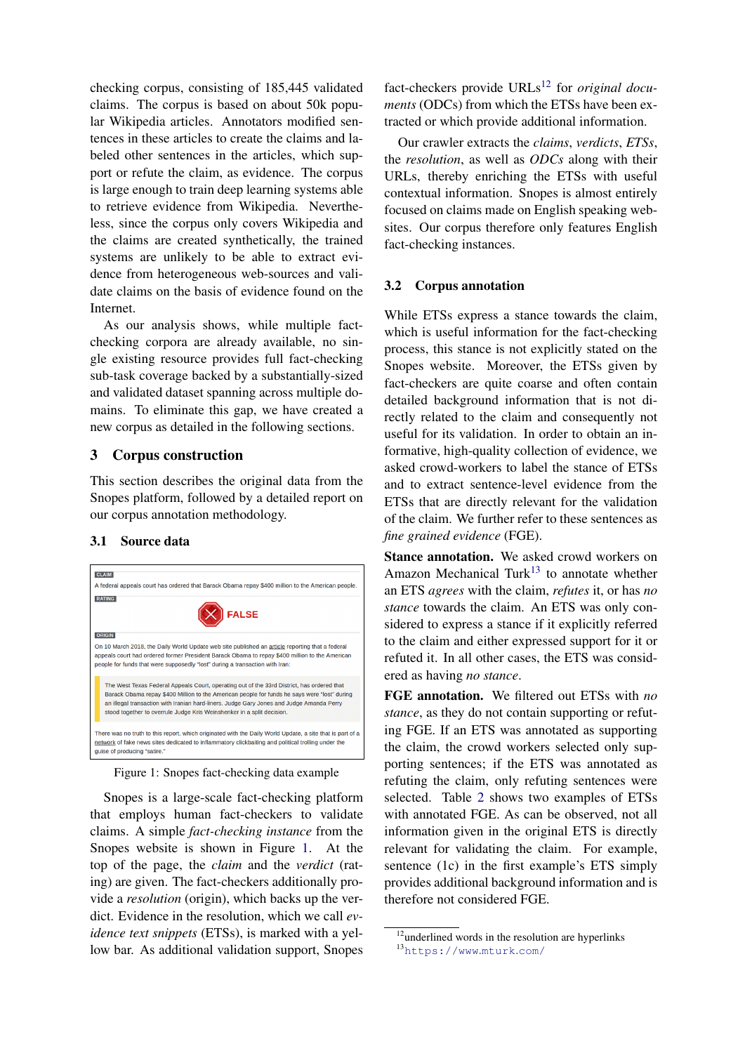checking corpus, consisting of 185,445 validated claims. The corpus is based on about 50k popular Wikipedia articles. Annotators modified sentences in these articles to create the claims and labeled other sentences in the articles, which support or refute the claim, as evidence. The corpus is large enough to train deep learning systems able to retrieve evidence from Wikipedia. Nevertheless, since the corpus only covers Wikipedia and the claims are created synthetically, the trained systems are unlikely to be able to extract evidence from heterogeneous web-sources and validate claims on the basis of evidence found on the Internet.

As our analysis shows, while multiple fact-checking corpora are already available, no single existing resource provides full fact-checking sub-task coverage backed by a substantially-sized and validated dataset spanning across multiple domains. To eliminate this gap, we have created a new corpus as detailed in the following sections.

## 3 Corpus construction

This section describes the original data from the Snopes platform, followed by a detailed report on our corpus annotation methodology.

### 3.1 Source data

CLAIM

A federal appeals court has ordered that Barack Obama repay $400 million to the American people.

RATING

FALSE

ORIGIN

On 10 March 2018, the Daily World Update web site published an article reporting that a federal appeals court had ordered former President Barack Obama to repay $400 million to the American people for funds that were supposedly "lost" during a transaction with Iran:

> The West Texas Federal Appeals Court, operating out of the 33rd District, has ordered that Barack Obama repay $400 Million to the American people for funds he says were "lost" during an illegal transaction with Iranian hard-liners. Judge Gary Jones and Judge Amanda Perry stood together to overrule Judge Kris Weinshenker in a split decision.

There was no truth to this report, which originated with the Daily World Update, a site that is part of a network of fake news sites dedicated to inflammatory clickbaiting and political trolling under the guise of producing "satire."

Figure 1: Snopes fact-checking data example

Snopes is a large-scale fact-checking platform that employs human fact-checkers to validate claims. A simple *fact-checking instance* from the Snopes website is shown in Figure 1. At the top of the page, the *claim* and the *verdict* (rating) are given. The fact-checkers additionally provide a *resolution* (origin), which backs up the verdict. Evidence in the resolution, which we call *evidence text snippets* (ETSs), is marked with a yellow bar. As additional validation support, Snopes fact-checkers provide URLs[12] for *original documents* (ODCs) from which the ETSs have been extracted or which provide additional information.

Our crawler extracts the *claims*, *verdicts*, *ETSs*, the *resolution*, as well as *ODCs* along with their URLs, thereby enriching the ETSs with useful contextual information. Snopes is almost entirely focused on claims made on English speaking websites. Our corpus therefore only features English fact-checking instances.

### 3.2 Corpus annotation

While ETSs express a stance towards the claim, which is useful information for the fact-checking process, this stance is not explicitly stated on the Snopes website. Moreover, the ETSs given by fact-checkers are quite coarse and often contain detailed background information that is not directly related to the claim and consequently not useful for its validation. In order to obtain an informative, high-quality collection of evidence, we asked crowd-workers to label the stance of ETSs and to extract sentence-level evidence from the ETSs that are directly relevant for the validation of the claim. We further refer to these sentences as *fine grained evidence* (FGE).

**Stance annotation.** We asked crowd workers on Amazon Mechanical Turk[13] to annotate whether an ETS *agrees* with the claim, *refutes* it, or has *no stance* towards the claim. An ETS was only considered to express a stance if it explicitly referred to the claim and either expressed support for it or refuted it. In all other cases, the ETS was considered as having *no stance*.

**FGE annotation.** We filtered out ETSs with *no stance*, as they do not contain supporting or refuting FGE. If an ETS was annotated as supporting the claim, the crowd workers selected only supporting sentences; if the ETS was annotated as refuting the claim, only refuting sentences were selected. Table 2 shows two examples of ETSs with annotated FGE. As can be observed, not all information given in the original ETS is directly relevant for validating the claim. For example, sentence (1c) in the first example's ETS simply provides additional background information and is therefore not considered FGE.

[12] underlined words in the resolution are hyperlinks

[13] https://www.mturk.com/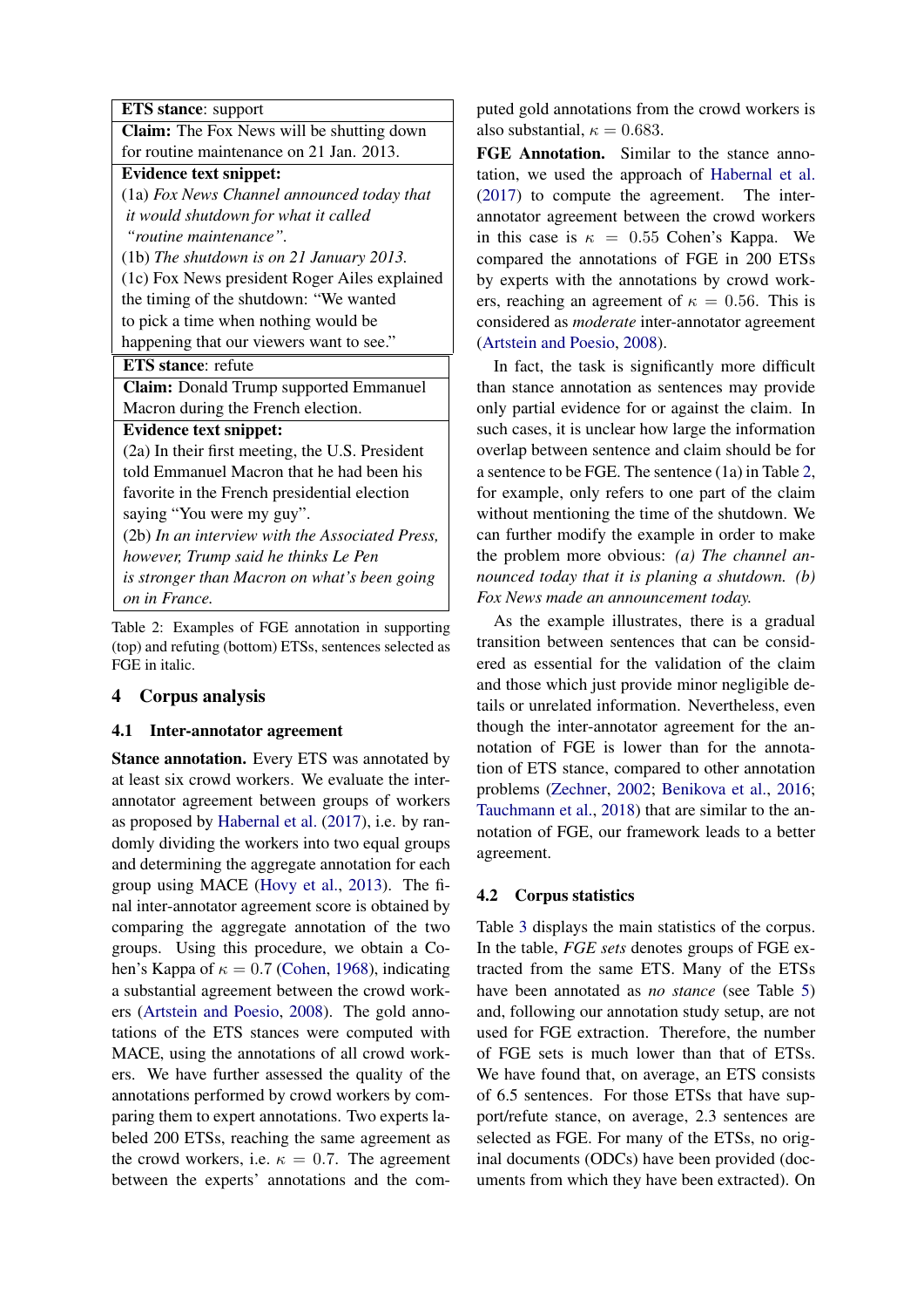| **ETS stance**: support |
|---|
| **Claim:** The Fox News will be shutting down for routine maintenance on 21 Jan. 2013. |
| **Evidence text snippet:** (1a) *Fox News Channel announced today that it would shutdown for what it called "routine maintenance".* (1b) *The shutdown is on 21 January 2013.* (1c) Fox News president Roger Ailes explained the timing of the shutdown: "We wanted to pick a time when nothing would be happening that our viewers want to see." |

| **ETS stance**: refute |
|---|
| **Claim:** Donald Trump supported Emmanuel Macron during the French election. |
| **Evidence text snippet:** (2a) In their first meeting, the U.S. President told Emmanuel Macron that he had been his favorite in the French presidential election saying "You were my guy". (2b) *In an interview with the Associated Press, however, Trump said he thinks Le Pen is stronger than Macron on what's been going on in France.* |

Table 2: Examples of FGE annotation in supporting (top) and refuting (bottom) ETSs, sentences selected as FGE in italic.

## 4 Corpus analysis

### 4.1 Inter-annotator agreement

**Stance annotation.** Every ETS was annotated by at least six crowd workers. We evaluate the inter-annotator agreement between groups of workers as proposed by Habernal et al. (2017), i.e. by randomly dividing the workers into two equal groups and determining the aggregate annotation for each group using MACE (Hovy et al., 2013). The final inter-annotator agreement score is obtained by comparing the aggregate annotation of the two groups. Using this procedure, we obtain a Cohen's Kappa of $\kappa = 0.7$ (Cohen, 1968), indicating a substantial agreement between the crowd workers (Artstein and Poesio, 2008). The gold annotations of the ETS stances were computed with MACE, using the annotations of all crowd workers. We have further assessed the quality of the annotations performed by crowd workers by comparing them to expert annotations. Two experts labeled 200 ETSs, reaching the same agreement as the crowd workers, i.e. $\kappa = 0.7$. The agreement between the experts' annotations and the computed gold annotations from the crowd workers is also substantial, $\kappa = 0.683$.

**FGE Annotation.** Similar to the stance annotation, we used the approach of Habernal et al. (2017) to compute the agreement. The inter-annotator agreement between the crowd workers in this case is $\kappa = 0.55$ Cohen's Kappa. We compared the annotations of FGE in 200 ETSs by experts with the annotations by crowd workers, reaching an agreement of $\kappa = 0.56$. This is considered as *moderate* inter-annotator agreement (Artstein and Poesio, 2008).

In fact, the task is significantly more difficult than stance annotation as sentences may provide only partial evidence for or against the claim. In such cases, it is unclear how large the information overlap between sentence and claim should be for a sentence to be FGE. The sentence (1a) in Table 2, for example, only refers to one part of the claim without mentioning the time of the shutdown. We can further modify the example in order to make the problem more obvious: *(a) The channel announced today that it is planing a shutdown. (b) Fox News made an announcement today.*

As the example illustrates, there is a gradual transition between sentences that can be considered as essential for the validation of the claim and those which just provide minor negligible details or unrelated information. Nevertheless, even though the inter-annotator agreement for the annotation of FGE is lower than for the annotation of ETS stance, compared to other annotation problems (Zechner, 2002; Benikova et al., 2016; Tauchmann et al., 2018) that are similar to the annotation of FGE, our framework leads to a better agreement.

### 4.2 Corpus statistics

Table 3 displays the main statistics of the corpus. In the table, *FGE sets* denotes groups of FGE extracted from the same ETS. Many of the ETSs have been annotated as *no stance* (see Table 5) and, following our annotation study setup, are not used for FGE extraction. Therefore, the number of FGE sets is much lower than that of ETSs. We have found that, on average, an ETS consists of 6.5 sentences. For those ETSs that have support/refute stance, on average, 2.3 sentences are selected as FGE. For many of the ETSs, no original documents (ODCs) have been provided (documents from which they have been extracted). On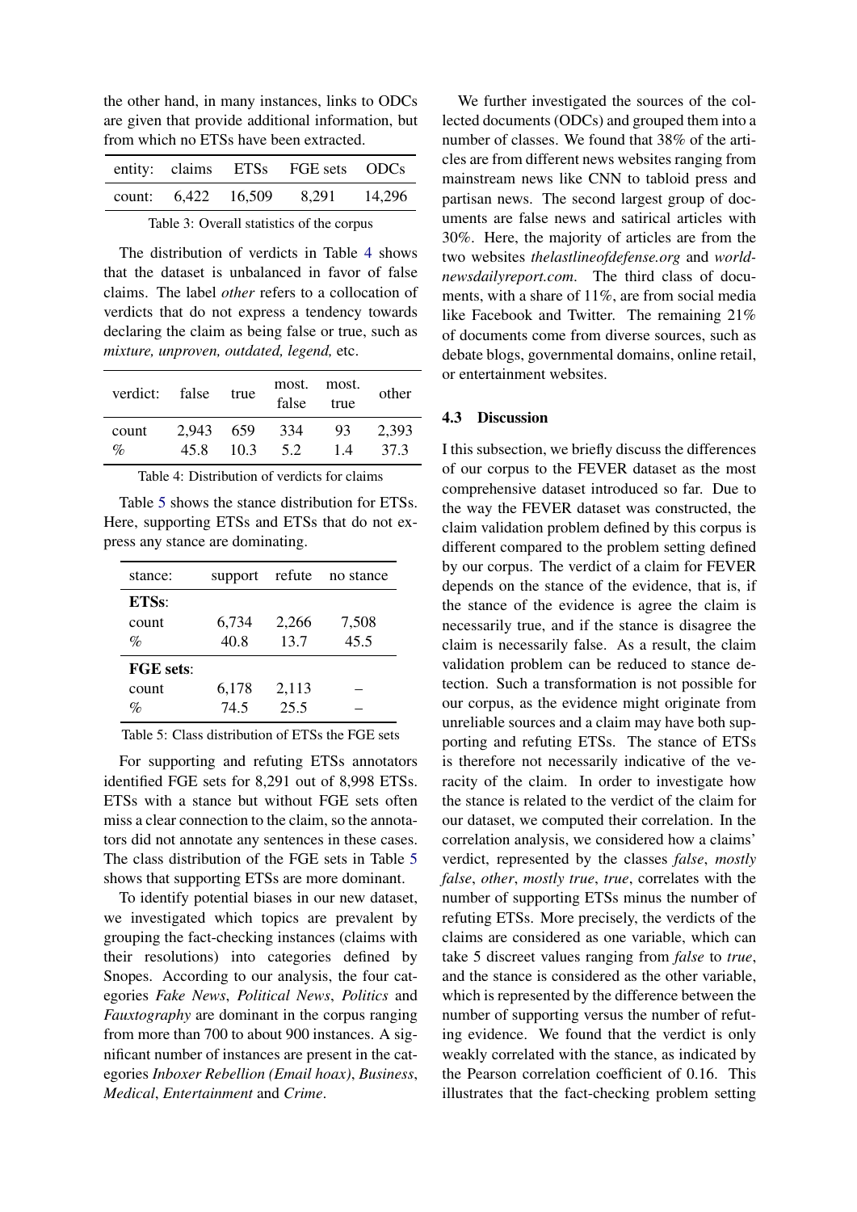the other hand, in many instances, links to ODCs are given that provide additional information, but from which no ETSs have been extracted.

| entity: | claims | ETSs | FGE sets | ODCs |
|---|---|---|---|---|
| count: | 6,422 | 16,509 | 8,291 | 14,296 |

Table 3: Overall statistics of the corpus

The distribution of verdicts in Table 4 shows that the dataset is unbalanced in favor of false claims. The label *other* refers to a collocation of verdicts that do not express a tendency towards declaring the claim as being false or true, such as *mixture, unproven, outdated, legend,* etc.

| verdict: | false | true | most. false | most. true | other |
|---|---|---|---|---|---|
| count | 2,943 | 659 | 334 | 93 | 2,393 |
| % | 45.8 | 10.3 | 5.2 | 1.4 | 37.3 |

Table 4: Distribution of verdicts for claims

Table 5 shows the stance distribution for ETSs. Here, supporting ETSs and ETSs that do not express any stance are dominating.

| stance: | support | refute | no stance |
|---|---|---|---|
| **ETSs**: | | | |
| count | 6,734 | 2,266 | 7,508 |
| % | 40.8 | 13.7 | 45.5 |
| **FGE sets**: | | | |
| count | 6,178 | 2,113 | – |
| % | 74.5 | 25.5 | – |

Table 5: Class distribution of ETSs the FGE sets

For supporting and refuting ETSs annotators identified FGE sets for 8,291 out of 8,998 ETSs. ETSs with a stance but without FGE sets often miss a clear connection to the claim, so the annotators did not annotate any sentences in these cases. The class distribution of the FGE sets in Table 5 shows that supporting ETSs are more dominant.

To identify potential biases in our new dataset, we investigated which topics are prevalent by grouping the fact-checking instances (claims with their resolutions) into categories defined by Snopes. According to our analysis, the four categories *Fake News*, *Political News*, *Politics* and *Fauxtography* are dominant in the corpus ranging from more than 700 to about 900 instances. A significant number of instances are present in the categories *Inboxer Rebellion (Email hoax)*, *Business*, *Medical*, *Entertainment* and *Crime*.

We further investigated the sources of the collected documents (ODCs) and grouped them into a number of classes. We found that 38% of the articles are from different news websites ranging from mainstream news like CNN to tabloid press and partisan news. The second largest group of documents are false news and satirical articles with 30%. Here, the majority of articles are from the two websites *thelastlineofdefense.org* and *worldnewsdailyreport.com*. The third class of documents, with a share of 11%, are from social media like Facebook and Twitter. The remaining 21% of documents come from diverse sources, such as debate blogs, governmental domains, online retail, or entertainment websites.

### 4.3 Discussion

I this subsection, we briefly discuss the differences of our corpus to the FEVER dataset as the most comprehensive dataset introduced so far. Due to the way the FEVER dataset was constructed, the claim validation problem defined by this corpus is different compared to the problem setting defined by our corpus. The verdict of a claim for FEVER depends on the stance of the evidence, that is, if the stance of the evidence is agree the claim is necessarily true, and if the stance is disagree the claim is necessarily false. As a result, the claim validation problem can be reduced to stance detection. Such a transformation is not possible for our corpus, as the evidence might originate from unreliable sources and a claim may have both supporting and refuting ETSs. The stance of ETSs is therefore not necessarily indicative of the veracity of the claim. In order to investigate how the stance is related to the verdict of the claim for our dataset, we computed their correlation. In the correlation analysis, we considered how a claims' verdict, represented by the classes *false*, *mostly false*, *other*, *mostly true*, *true*, correlates with the number of supporting ETSs minus the number of refuting ETSs. More precisely, the verdicts of the claims are considered as one variable, which can take 5 discreet values ranging from *false* to *true*, and the stance is considered as the other variable, which is represented by the difference between the number of supporting versus the number of refuting evidence. We found that the verdict is only weakly correlated with the stance, as indicated by the Pearson correlation coefficient of 0.16. This illustrates that the fact-checking problem setting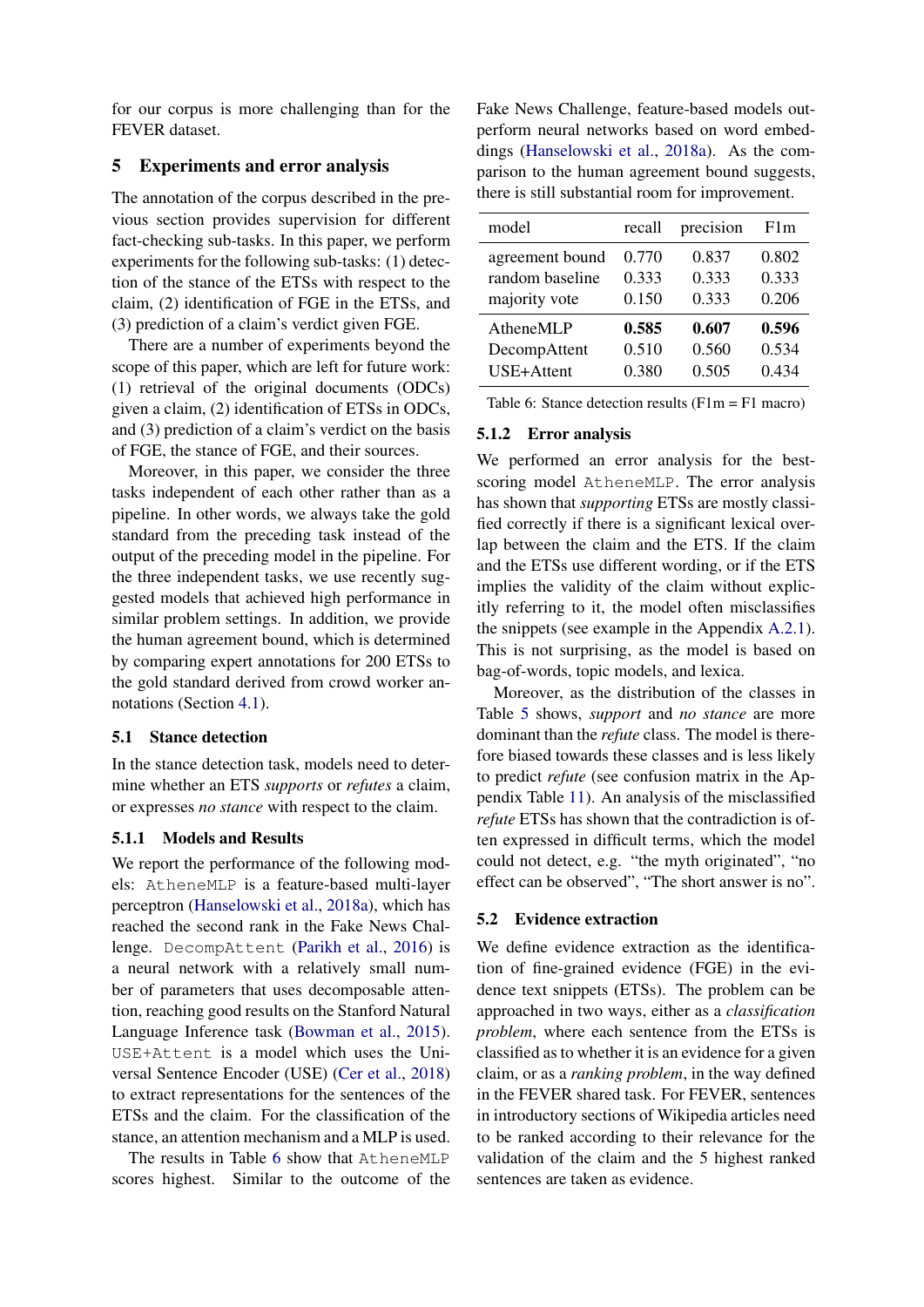for our corpus is more challenging than for the FEVER dataset.

## 5 Experiments and error analysis

The annotation of the corpus described in the previous section provides supervision for different fact-checking sub-tasks. In this paper, we perform experiments for the following sub-tasks: (1) detection of the stance of the ETSs with respect to the claim, (2) identification of FGE in the ETSs, and (3) prediction of a claim's verdict given FGE.

There are a number of experiments beyond the scope of this paper, which are left for future work: (1) retrieval of the original documents (ODCs) given a claim, (2) identification of ETSs in ODCs, and (3) prediction of a claim's verdict on the basis of FGE, the stance of FGE, and their sources.

Moreover, in this paper, we consider the three tasks independent of each other rather than as a pipeline. In other words, we always take the gold standard from the preceding task instead of the output of the preceding model in the pipeline. For the three independent tasks, we use recently suggested models that achieved high performance in similar problem settings. In addition, we provide the human agreement bound, which is determined by comparing expert annotations for 200 ETSs to the gold standard derived from crowd worker annotations (Section 4.1).

### 5.1 Stance detection

In the stance detection task, models need to determine whether an ETS *supports* or *refutes* a claim, or expresses *no stance* with respect to the claim.

#### 5.1.1 Models and Results

We report the performance of the following models: `AtheneMLP` is a feature-based multi-layer perceptron (Hanselowski et al., 2018a), which has reached the second rank in the Fake News Challenge. `DecompAttent` (Parikh et al., 2016) is a neural network with a relatively small number of parameters that uses decomposable attention, reaching good results on the Stanford Natural Language Inference task (Bowman et al., 2015). `USE+Attent` is a model which uses the Universal Sentence Encoder (USE) (Cer et al., 2018) to extract representations for the sentences of the ETSs and the claim. For the classification of the stance, an attention mechanism and a MLP is used.

The results in Table 6 show that `AtheneMLP` scores highest. Similar to the outcome of the Fake News Challenge, feature-based models outperform neural networks based on word embeddings (Hanselowski et al., 2018a). As the comparison to the human agreement bound suggests, there is still substantial room for improvement.

| model | recall | precision | F1m |
|---|---|---|---|
| agreement bound | 0.770 | 0.837 | 0.802 |
| random baseline | 0.333 | 0.333 | 0.333 |
| majority vote | 0.150 | 0.333 | 0.206 |
| AtheneMLP | **0.585** | **0.607** | **0.596** |
| DecompAttent | 0.510 | 0.560 | 0.534 |
| USE+Attent | 0.380 | 0.505 | 0.434 |

Table 6: Stance detection results (F1m = F1 macro)

#### 5.1.2 Error analysis

We performed an error analysis for the best-scoring model `AtheneMLP`. The error analysis has shown that *supporting* ETSs are mostly classified correctly if there is a significant lexical overlap between the claim and the ETS. If the claim and the ETSs use different wording, or if the ETS implies the validity of the claim without explicitly referring to it, the model often misclassifies the snippets (see example in the Appendix A.2.1). This is not surprising, as the model is based on bag-of-words, topic models, and lexica.

Moreover, as the distribution of the classes in Table 5 shows, *support* and *no stance* are more dominant than the *refute* class. The model is therefore biased towards these classes and is less likely to predict *refute* (see confusion matrix in the Appendix Table 11). An analysis of the misclassified *refute* ETSs has shown that the contradiction is often expressed in difficult terms, which the model could not detect, e.g. "the myth originated", "no effect can be observed", "The short answer is no".

### 5.2 Evidence extraction

We define evidence extraction as the identification of fine-grained evidence (FGE) in the evidence text snippets (ETSs). The problem can be approached in two ways, either as a *classification problem*, where each sentence from the ETSs is classified as to whether it is an evidence for a given claim, or as a *ranking problem*, in the way defined in the FEVER shared task. For FEVER, sentences in introductory sections of Wikipedia articles need to be ranked according to their relevance for the validation of the claim and the 5 highest ranked sentences are taken as evidence.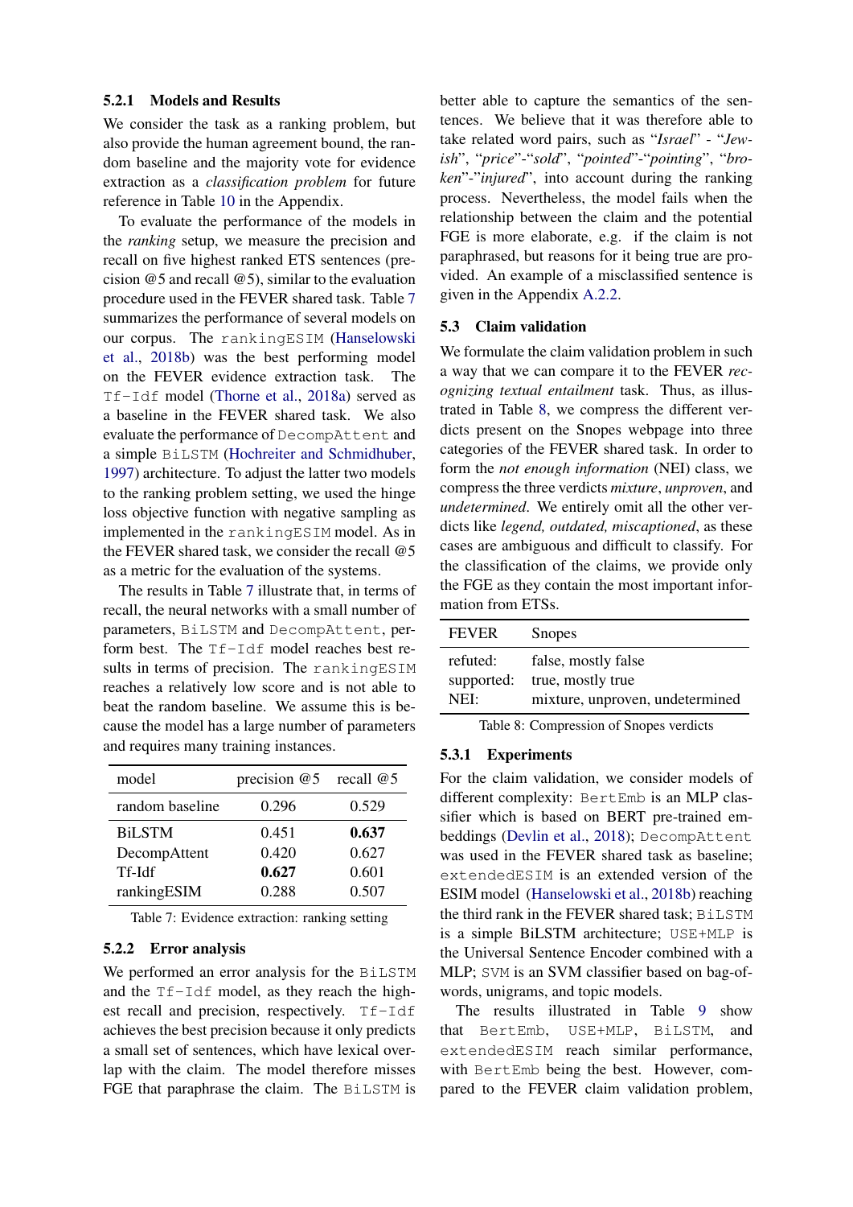#### 5.2.1 Models and Results

We consider the task as a ranking problem, but also provide the human agreement bound, the random baseline and the majority vote for evidence extraction as a *classification problem* for future reference in Table 10 in the Appendix.

To evaluate the performance of the models in the *ranking* setup, we measure the precision and recall on five highest ranked ETS sentences (precision @5 and recall @5), similar to the evaluation procedure used in the FEVER shared task. Table 7 summarizes the performance of several models on our corpus. The `rankingESIM` (Hanselowski et al., 2018b) was the best performing model on the FEVER evidence extraction task. The `Tf-Idf` model (Thorne et al., 2018a) served as a baseline in the FEVER shared task. We also evaluate the performance of `DecompAttent` and a simple `BiLSTM` (Hochreiter and Schmidhuber, 1997) architecture. To adjust the latter two models to the ranking problem setting, we used the hinge loss objective function with negative sampling as implemented in the `rankingESIM` model. As in the FEVER shared task, we consider the recall @5 as a metric for the evaluation of the systems.

The results in Table 7 illustrate that, in terms of recall, the neural networks with a small number of parameters, `BiLSTM` and `DecompAttent`, perform best. The `Tf-Idf` model reaches best results in terms of precision. The `rankingESIM` reaches a relatively low score and is not able to beat the random baseline. We assume this is because the model has a large number of parameters and requires many training instances.

| model | precision @5 | recall @5 |
|---|---|---|
| random baseline | 0.296 | 0.529 |
| BiLSTM | 0.451 | **0.637** |
| DecompAttent | 0.420 | 0.627 |
| Tf-Idf | **0.627** | 0.601 |
| rankingESIM | 0.288 | 0.507 |

Table 7: Evidence extraction: ranking setting

#### 5.2.2 Error analysis

We performed an error analysis for the `BiLSTM` and the `Tf-Idf` model, as they reach the highest recall and precision, respectively. `Tf-Idf` achieves the best precision because it only predicts a small set of sentences, which have lexical overlap with the claim. The model therefore misses FGE that paraphrase the claim. The `BiLSTM` is better able to capture the semantics of the sentences. We believe that it was therefore able to take related word pairs, such as "*Israel*" - "*Jewish*", "*price*"-"*sold*", "*pointed*"-"*pointing*", "*broken*"-"*injured*", into account during the ranking process. Nevertheless, the model fails when the relationship between the claim and the potential FGE is more elaborate, e.g. if the claim is not paraphrased, but reasons for it being true are provided. An example of a misclassified sentence is given in the Appendix A.2.2.

### 5.3 Claim validation

We formulate the claim validation problem in such a way that we can compare it to the FEVER *recognizing textual entailment* task. Thus, as illustrated in Table 8, we compress the different verdicts present on the Snopes webpage into three categories of the FEVER shared task. In order to form the *not enough information* (NEI) class, we compress the three verdicts *mixture*, *unproven*, and *undetermined*. We entirely omit all the other verdicts like *legend, outdated, miscaptioned*, as these cases are ambiguous and difficult to classify. For the classification of the claims, we provide only the FGE as they contain the most important information from ETSs.

| FEVER | Snopes |
|---|---|
| refuted: | false, mostly false |
| supported: | true, mostly true |
| NEI: | mixture, unproven, undetermined |

Table 8: Compression of Snopes verdicts

#### 5.3.1 Experiments

For the claim validation, we consider models of different complexity: `BertEmb` is an MLP classifier which is based on BERT pre-trained embeddings (Devlin et al., 2018); `DecompAttent` was used in the FEVER shared task as baseline; `extendedESIM` is an extended version of the ESIM model (Hanselowski et al., 2018b) reaching the third rank in the FEVER shared task; `BiLSTM` is a simple BiLSTM architecture; `USE+MLP` is the Universal Sentence Encoder combined with a MLP; `SVM` is an SVM classifier based on bag-of-words, unigrams, and topic models.

The results illustrated in Table 9 show that `BertEmb`, `USE+MLP`, `BiLSTM`, and `extendedESIM` reach similar performance, with `BertEmb` being the best. However, compared to the FEVER claim validation problem,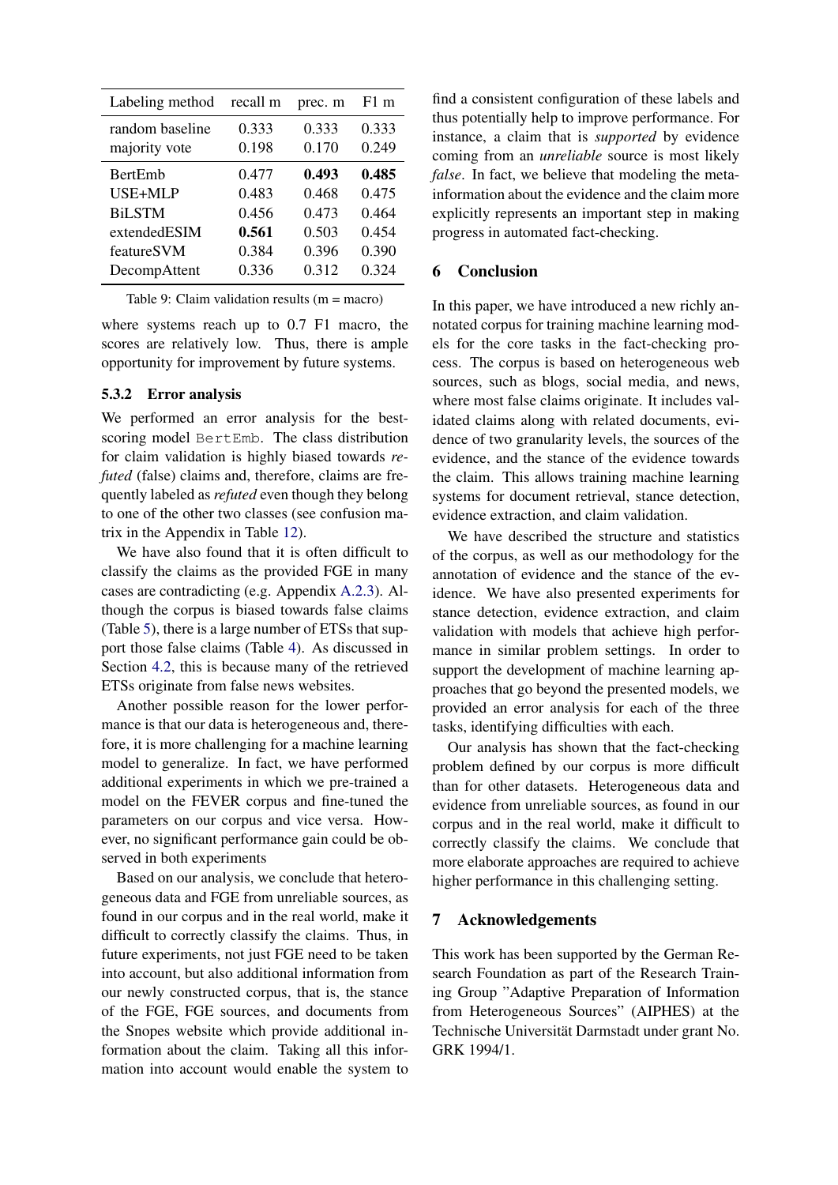| Labeling method | recall m | prec. m | F1 m |
|---|---|---|---|
| random baseline | 0.333 | 0.333 | 0.333 |
| majority vote | 0.198 | 0.170 | 0.249 |
| BertEmb | 0.477 | **0.493** | **0.485** |
| USE+MLP | 0.483 | 0.468 | 0.475 |
| BiLSTM | 0.456 | 0.473 | 0.464 |
| extendedESIM | **0.561** | 0.503 | 0.454 |
| featureSVM | 0.384 | 0.396 | 0.390 |
| DecompAttent | 0.336 | 0.312 | 0.324 |

Table 9: Claim validation results (m = macro)

where systems reach up to 0.7 F1 macro, the scores are relatively low. Thus, there is ample opportunity for improvement by future systems.

### 5.3.2 Error analysis

We performed an error analysis for the best-scoring model `BertEmb`. The class distribution for claim validation is highly biased towards *refuted* (false) claims and, therefore, claims are frequently labeled as *refuted* even though they belong to one of the other two classes (see confusion matrix in the Appendix in Table 12).

We have also found that it is often difficult to classify the claims as the provided FGE in many cases are contradicting (e.g. Appendix A.2.3). Although the corpus is biased towards false claims (Table 5), there is a large number of ETSs that support those false claims (Table 4). As discussed in Section 4.2, this is because many of the retrieved ETSs originate from false news websites.

Another possible reason for the lower performance is that our data is heterogeneous and, therefore, it is more challenging for a machine learning model to generalize. In fact, we have performed additional experiments in which we pre-trained a model on the FEVER corpus and fine-tuned the parameters on our corpus and vice versa. However, no significant performance gain could be observed in both experiments

Based on our analysis, we conclude that heterogeneous data and FGE from unreliable sources, as found in our corpus and in the real world, make it difficult to correctly classify the claims. Thus, in future experiments, not just FGE need to be taken into account, but also additional information from our newly constructed corpus, that is, the stance of the FGE, FGE sources, and documents from the Snopes website which provide additional information about the claim. Taking all this information into account would enable the system to find a consistent configuration of these labels and thus potentially help to improve performance. For instance, a claim that is *supported* by evidence coming from an *unreliable* source is most likely *false*. In fact, we believe that modeling the meta-information about the evidence and the claim more explicitly represents an important step in making progress in automated fact-checking.

## 6 Conclusion

In this paper, we have introduced a new richly annotated corpus for training machine learning models for the core tasks in the fact-checking process. The corpus is based on heterogeneous web sources, such as blogs, social media, and news, where most false claims originate. It includes validated claims along with related documents, evidence of two granularity levels, the sources of the evidence, and the stance of the evidence towards the claim. This allows training machine learning systems for document retrieval, stance detection, evidence extraction, and claim validation.

We have described the structure and statistics of the corpus, as well as our methodology for the annotation of evidence and the stance of the evidence. We have also presented experiments for stance detection, evidence extraction, and claim validation with models that achieve high performance in similar problem settings. In order to support the development of machine learning approaches that go beyond the presented models, we provided an error analysis for each of the three tasks, identifying difficulties with each.

Our analysis has shown that the fact-checking problem defined by our corpus is more difficult than for other datasets. Heterogeneous data and evidence from unreliable sources, as found in our corpus and in the real world, make it difficult to correctly classify the claims. We conclude that more elaborate approaches are required to achieve higher performance in this challenging setting.

## 7 Acknowledgements

This work has been supported by the German Research Foundation as part of the Research Training Group "Adaptive Preparation of Information from Heterogeneous Sources" (AIPHES) at the Technische Universität Darmstadt under grant No. GRK 1994/1.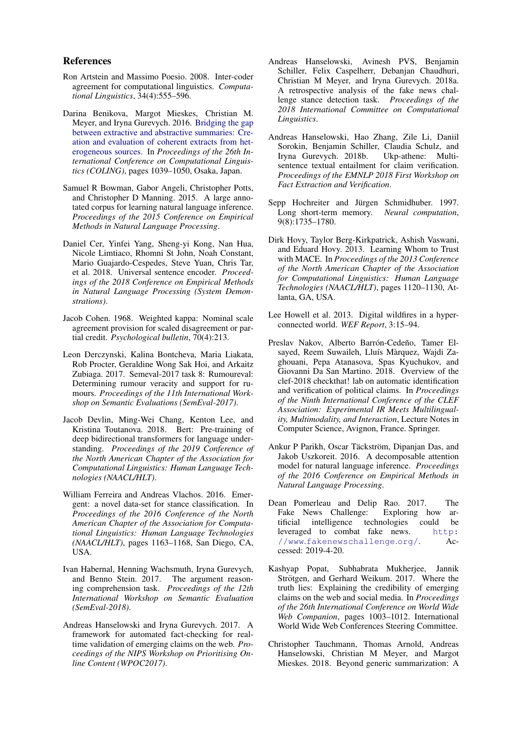## References

Ron Artstein and Massimo Poesio. 2008. Inter-coder agreement for computational linguistics. *Computational Linguistics*, 34(4):555–596.

Darina Benikova, Margot Mieskes, Christian M. Meyer, and Iryna Gurevych. 2016. Bridging the gap between extractive and abstractive summaries: Creation and evaluation of coherent extracts from heterogeneous sources. In *Proceedings of the 26th International Conference on Computational Linguistics (COLING)*, pages 1039–1050, Osaka, Japan.

Samuel R Bowman, Gabor Angeli, Christopher Potts, and Christopher D Manning. 2015. A large annotated corpus for learning natural language inference. *Proceedings of the 2015 Conference on Empirical Methods in Natural Language Processing*.

Daniel Cer, Yinfei Yang, Sheng-yi Kong, Nan Hua, Nicole Limtiaco, Rhomni St John, Noah Constant, Mario Guajardo-Cespedes, Steve Yuan, Chris Tar, et al. 2018. Universal sentence encoder. *Proceedings of the 2018 Conference on Empirical Methods in Natural Language Processing (System Demonstrations)*.

Jacob Cohen. 1968. Weighted kappa: Nominal scale agreement provision for scaled disagreement or partial credit. *Psychological bulletin*, 70(4):213.

Leon Derczynski, Kalina Bontcheva, Maria Liakata, Rob Procter, Geraldine Wong Sak Hoi, and Arkaitz Zubiaga. 2017. Semeval-2017 task 8: Rumoureval: Determining rumour veracity and support for rumours. *Proceedings of the 11th International Workshop on Semantic Evaluations (SemEval-2017)*.

Jacob Devlin, Ming-Wei Chang, Kenton Lee, and Kristina Toutanova. 2018. Bert: Pre-training of deep bidirectional transformers for language understanding. *Proceedings of the 2019 Conference of the North American Chapter of the Association for Computational Linguistics: Human Language Technologies (NAACL/HLT)*.

William Ferreira and Andreas Vlachos. 2016. Emergent: a novel data-set for stance classification. In *Proceedings of the 2016 Conference of the North American Chapter of the Association for Computational Linguistics: Human Language Technologies (NAACL/HLT)*, pages 1163–1168, San Diego, CA, USA.

Ivan Habernal, Henning Wachsmuth, Iryna Gurevych, and Benno Stein. 2017. The argument reasoning comprehension task. *Proceedings of the 12th International Workshop on Semantic Evaluation (SemEval-2018)*.

Andreas Hanselowski and Iryna Gurevych. 2017. A framework for automated fact-checking for real-time validation of emerging claims on the web. *Proceedings of the NIPS Workshop on Prioritising Online Content (WPOC2017)*.

Andreas Hanselowski, Avinesh PVS, Benjamin Schiller, Felix Caspelherr, Debanjan Chaudhuri, Christian M Meyer, and Iryna Gurevych. 2018a. A retrospective analysis of the fake news challenge stance detection task. *Proceedings of the 2018 International Committee on Computational Linguistics*.

Andreas Hanselowski, Hao Zhang, Zile Li, Daniil Sorokin, Benjamin Schiller, Claudia Schulz, and Iryna Gurevych. 2018b. Ukp-athene: Multi-sentence textual entailment for claim verification. *Proceedings of the EMNLP 2018 First Workshop on Fact Extraction and Verification*.

Sepp Hochreiter and Jürgen Schmidhuber. 1997. Long short-term memory. *Neural computation*, 9(8):1735–1780.

Dirk Hovy, Taylor Berg-Kirkpatrick, Ashish Vaswani, and Eduard Hovy. 2013. Learning Whom to Trust with MACE. In *Proceedings of the 2013 Conference of the North American Chapter of the Association for Computational Linguistics: Human Language Technologies (NAACL/HLT)*, pages 1120–1130, Atlanta, GA, USA.

Lee Howell et al. 2013. Digital wildfires in a hyperconnected world. *WEF Report*, 3:15–94.

Preslav Nakov, Alberto Barrón-Cedeño, Tamer Elsayed, Reem Suwaileh, Lluís Màrquez, Wajdi Zaghouani, Pepa Atanasova, Spas Kyuchukov, and Giovanni Da San Martino. 2018. Overview of the clef-2018 checkthat! lab on automatic identification and verification of political claims. In *Proceedings of the Ninth International Conference of the CLEF Association: Experimental IR Meets Multilingual-ity, Multimodality, and Interaction*, Lecture Notes in Computer Science, Avignon, France. Springer.

Ankur P Parikh, Oscar Täckström, Dipanjan Das, and Jakob Uszkoreit. 2016. A decomposable attention model for natural language inference. *Proceedings of the 2016 Conference on Empirical Methods in Natural Language Processing*.

Dean Pomerleau and Delip Rao. 2017. The Fake News Challenge: Exploring how artificial intelligence technologies could be leveraged to combat fake news. http://www.fakenewschallenge.org/. Accessed: 2019-4-20.

Kashyap Popat, Subhabrata Mukherjee, Jannik Strötgen, and Gerhard Weikum. 2017. Where the truth lies: Explaining the credibility of emerging claims on the web and social media. In *Proceedings of the 26th International Conference on World Wide Web Companion*, pages 1003–1012. International World Wide Web Conferences Steering Committee.

Christopher Tauchmann, Thomas Arnold, Andreas Hanselowski, Christian M Meyer, and Margot Mieskes. 2018. Beyond generic summarization: A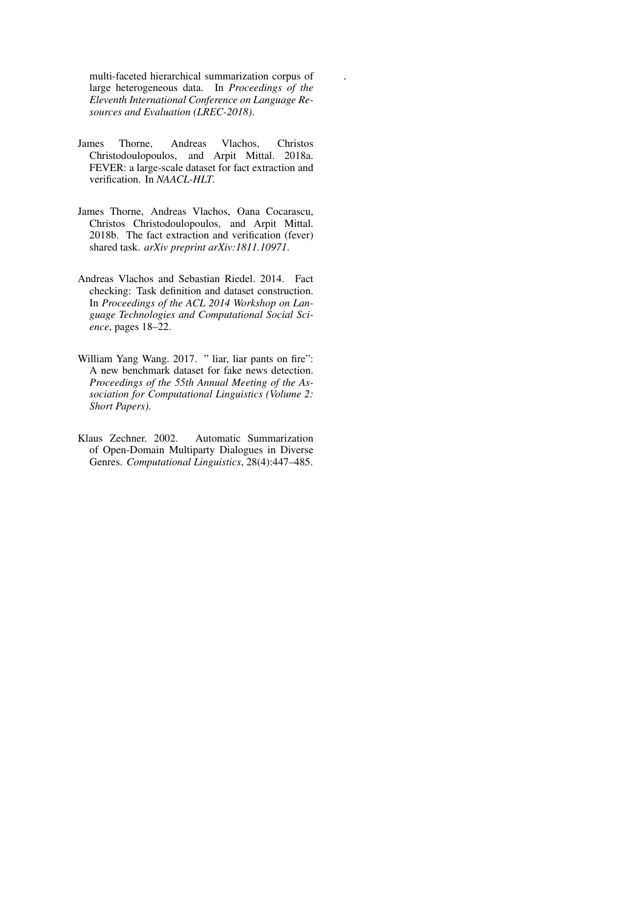multi-faceted hierarchical summarization corpus of large heterogeneous data. In *Proceedings of the Eleventh International Conference on Language Resources and Evaluation (LREC-2018)*.

James Thorne, Andreas Vlachos, Christos Christodoulopoulos, and Arpit Mittal. 2018a. FEVER: a large-scale dataset for fact extraction and verification. In *NAACL-HLT*.

James Thorne, Andreas Vlachos, Oana Cocarascu, Christos Christodoulopoulos, and Arpit Mittal. 2018b. The fact extraction and verification (fever) shared task. *arXiv preprint arXiv:1811.10971*.

Andreas Vlachos and Sebastian Riedel. 2014. Fact checking: Task definition and dataset construction. In *Proceedings of the ACL 2014 Workshop on Language Technologies and Computational Social Science*, pages 18–22.

William Yang Wang. 2017. " liar, liar pants on fire": A new benchmark dataset for fake news detection. *Proceedings of the 55th Annual Meeting of the Association for Computational Linguistics (Volume 2: Short Papers)*.

Klaus Zechner. 2002. Automatic Summarization of Open-Domain Multiparty Dialogues in Diverse Genres. *Computational Linguistics*, 28(4):447–485.

.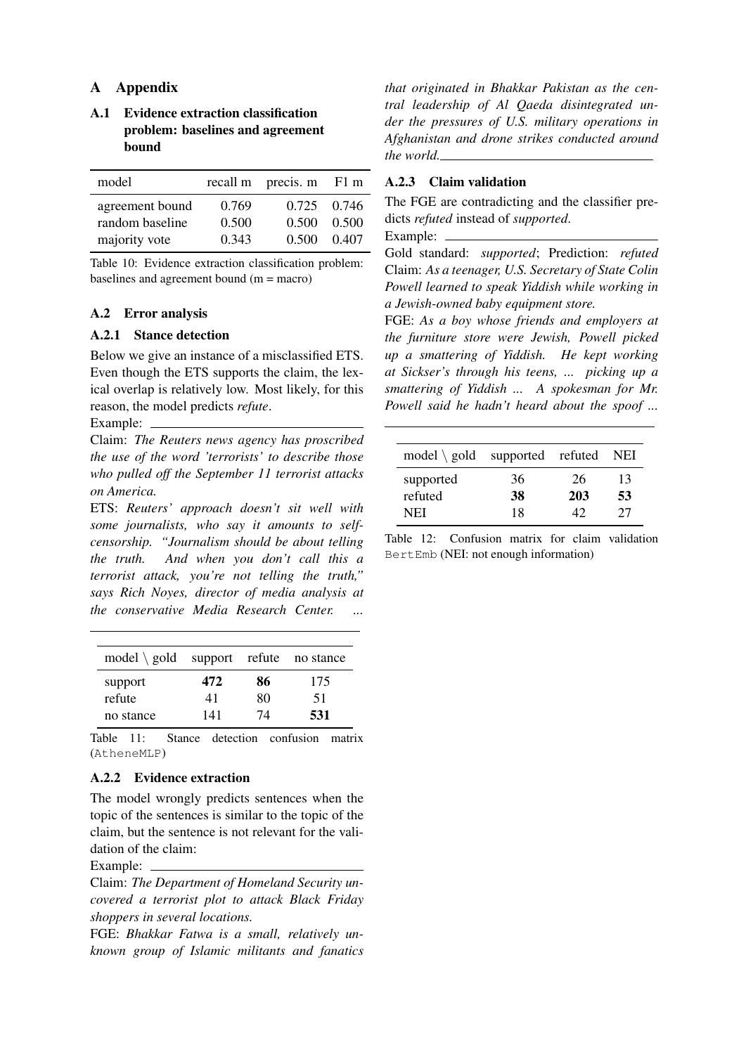# A Appendix

## A.1 Evidence extraction classification problem: baselines and agreement bound

| model | recall m | precis. m | F1 m |
|---|---|---|---|
| agreement bound | 0.769 | 0.725 | 0.746 |
| random baseline | 0.500 | 0.500 | 0.500 |
| majority vote | 0.343 | 0.500 | 0.407 |

Table 10: Evidence extraction classification problem: baselines and agreement bound (m = macro)

## A.2 Error analysis

### A.2.1 Stance detection

Below we give an instance of a misclassified ETS. Even though the ETS supports the claim, the lexical overlap is relatively low. Most likely, for this reason, the model predicts *refute*.

Example:

Claim: *The Reuters news agency has proscribed the use of the word 'terrorists' to describe those who pulled off the September 11 terrorist attacks on America.*

ETS: *Reuters' approach doesn't sit well with some journalists, who say it amounts to self-censorship. "Journalism should be about telling the truth. And when you don't call this a terrorist attack, you're not telling the truth," says Rich Noyes, director of media analysis at the conservative Media Research Center. ...*

| model \ gold | support | refute | no stance |
|---|---|---|---|
| support | **472** | **86** | 175 |
| refute | 41 | 80 | 51 |
| no stance | 141 | 74 | **531** |

Table 11: Stance detection confusion matrix (AtheneMLP)

### A.2.2 Evidence extraction

The model wrongly predicts sentences when the topic of the sentences is similar to the topic of the claim, but the sentence is not relevant for the validation of the claim:

Example:

Claim: *The Department of Homeland Security uncovered a terrorist plot to attack Black Friday shoppers in several locations.*

FGE: *Bhakkar Fatwa is a small, relatively unknown group of Islamic militants and fanatics that originated in Bhakkar Pakistan as the central leadership of Al Qaeda disintegrated under the pressures of U.S. military operations in Afghanistan and drone strikes conducted around the world.*

### A.2.3 Claim validation

The FGE are contradicting and the classifier predicts *refuted* instead of *supported*.

Example:

Gold standard: *supported*; Prediction: *refuted*

Claim: *As a teenager, U.S. Secretary of State Colin Powell learned to speak Yiddish while working in a Jewish-owned baby equipment store.*

FGE: *As a boy whose friends and employers at the furniture store were Jewish, Powell picked up a smattering of Yiddish. He kept working at Sickser's through his teens, ... picking up a smattering of Yiddish ... A spokesman for Mr. Powell said he hadn't heard about the spoof ...*

| model \ gold | supported | refuted | NEI |
|---|---|---|---|
| supported | 36 | 26 | 13 |
| refuted | **38** | **203** | **53** |
| NEI | 18 | 42 | 27 |

Table 12: Confusion matrix for claim validation BertEmb (NEI: not enough information)